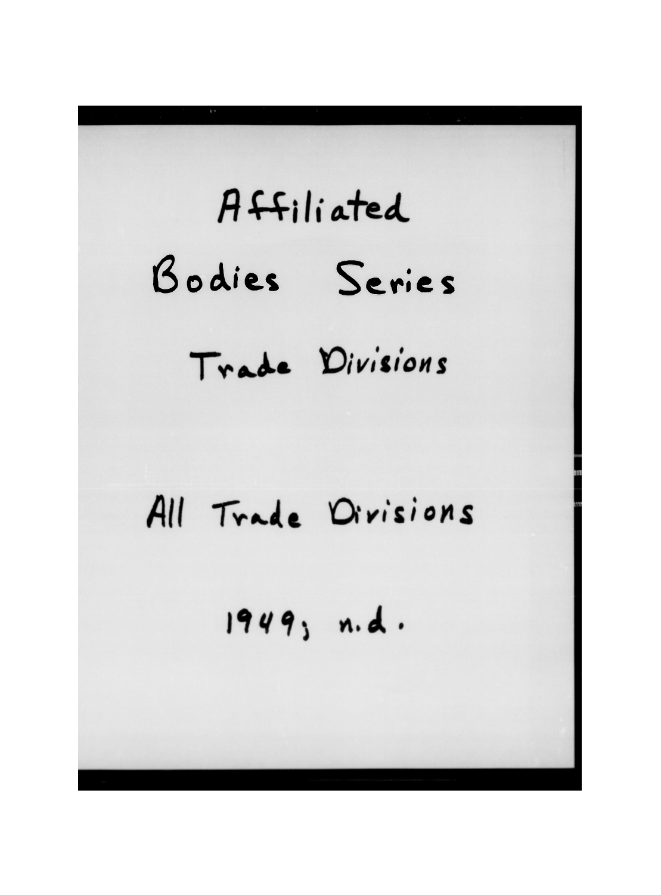# Affiliated Bodies Series

## Trade Divisions

## All Trade Divisions

1949; n.d.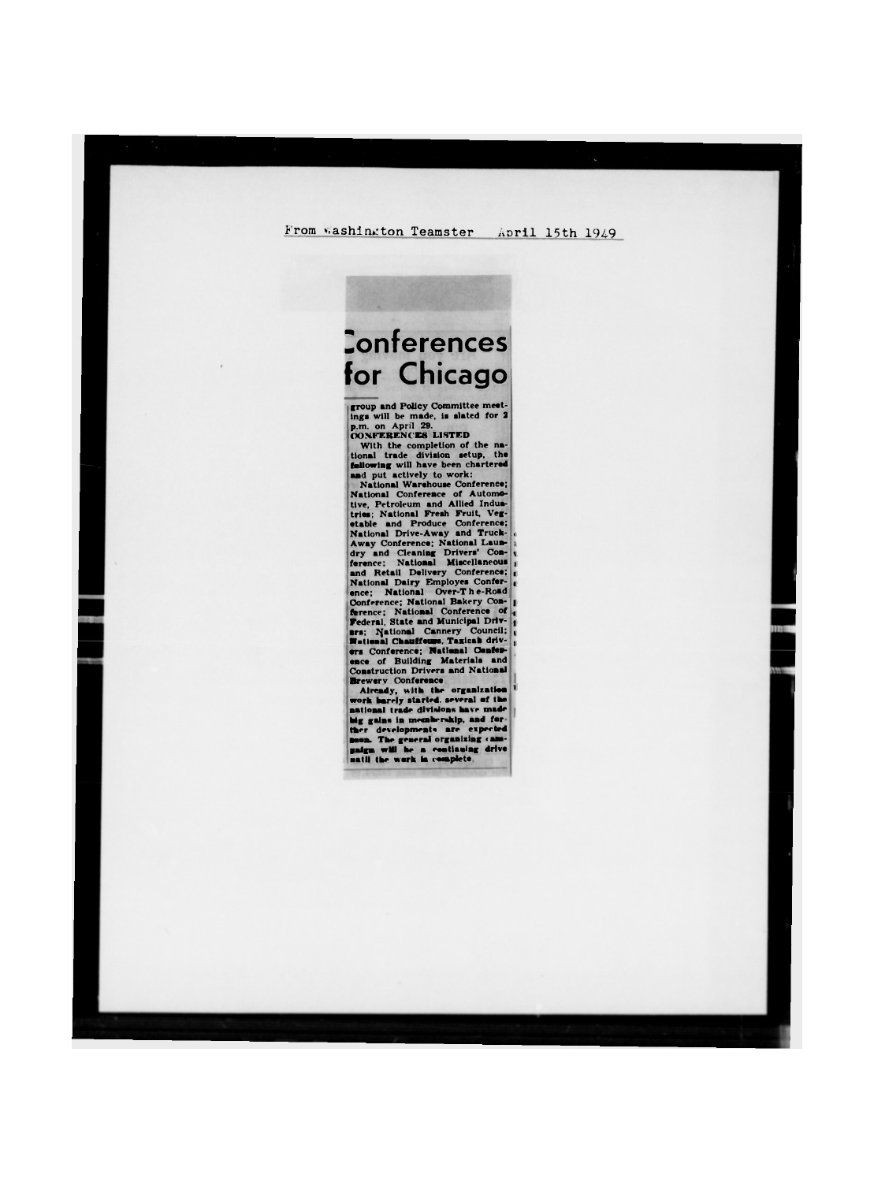From Washington Teamster April 15th 1949

# Conferences for Chicago

group and Policy Committee meetings will be made, is slated for 2 p.m. on April 29.

**CONFERENCES LISTED**

With the completion of the national trade division setup, the following will have been chartered and put actively to work:

National Warehouse Conference; National Conference of Automotive, Petroleum and Allied Industries; National Fresh Fruit, Vegetable and Produce Conference; National Drive-Away and Truck-Away Conference; National Laundry and Cleaning Drivers' Conference; National Miscellaneous and Retail Delivery Conference; National Dairy Employes Conference; National Over-The-Road Conference; National Bakery Conference; National Conference of Federal, State and Municipal Drivers; National Cannery Council; National Chauffeurs, Taxicab drivers Conference; National Conference of Building Materials and Construction Drivers and National Brewery Conference.

Already, with the organization work barely started, several of the national trade divisions have made big gains in membership, and further developments are expected soon. The general organizing campaign will be a continuing drive until the work is complete.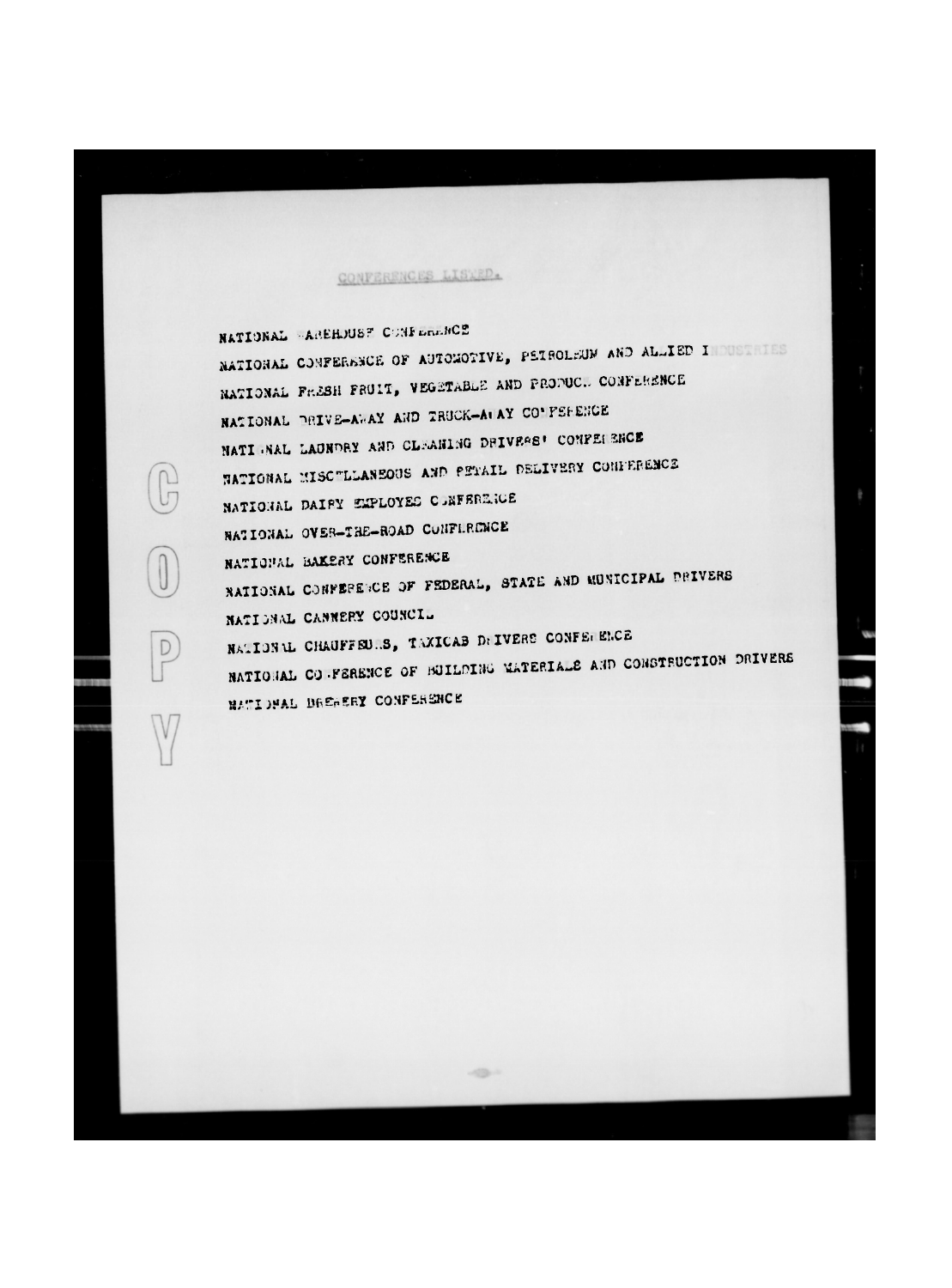CONFERENCES LISTED.

NATIONAL WAREHOUSE CONFERENCE

NATIONAL CONFERENCE OF AUTOMOTIVE, PETROLEUM AND ALLIED INDUSTRIES

NATIONAL FRESH FRUIT, VEGETABLE AND PRODUCE CONFERENCE

NATIONAL DRIVE-AWAY AND TRUCK-AWAY CONFERENCE

NATIONAL LAUNDRY AND CLEANING DRIVERS' CONFERENCE

NATIONAL MISCELLANEOUS AND RETAIL DELIVERY CONFERENCE

NATIONAL DAIRY EMPLOYES CONFERENCE

NATIONAL OVER-THE-ROAD CONFERENCE

NATIONAL BAKERY CONFERENCE

NATIONAL CONFERENCE OF FEDERAL, STATE AND MUNICIPAL DRIVERS

NATIONAL CANNERY COUNCIL

NATIONAL CHAUFFEURS, TAXICAB DRIVERS CONFERENCE

NATIONAL CONFERENCE OF BUILDING MATERIALS AND CONSTRUCTION DRIVERS

NATIONAL BREWERY CONFERENCE

COPY